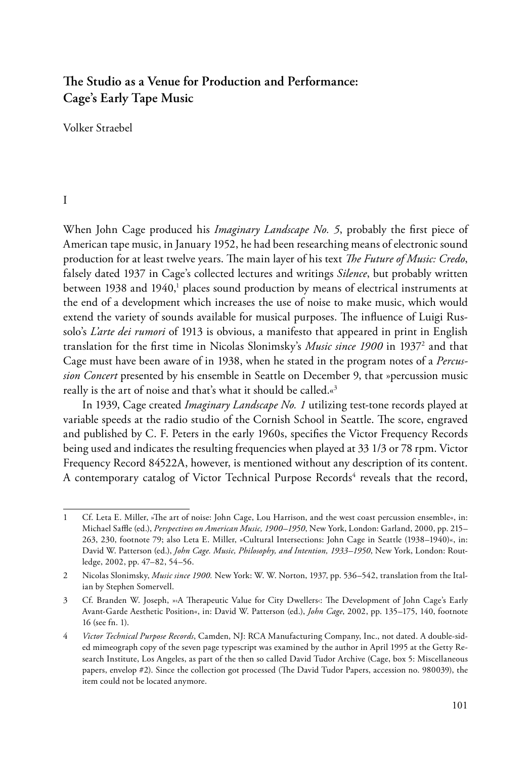# The Studio as a Venue for Production and Performance: Cage's Early Tape Music

Volker Straebel

## I

When John Cage produced his *Imaginary Landscape No. 5*, probably the first piece of American tape music, in January 1952, he had been researching means of electronic sound production for at least twelve years. The main layer of his text *The Future of Music: Credo*, falsely dated 1937 in Cage's collected lectures and writings *Silence*, but probably written between 1938 and 1940,[1] places sound production by means of electrical instruments at the end of a development which increases the use of noise to make music, which would extend the variety of sounds available for musical purposes. The influence of Luigi Russolo's *L'arte dei rumori* of 1913 is obvious, a manifesto that appeared in print in English translation for the first time in Nicolas Slonimsky's *Music since 1900* in 1937[2] and that Cage must have been aware of in 1938, when he stated in the program notes of a *Percussion Concert* presented by his ensemble in Seattle on December 9, that »percussion music really is the art of noise and that's what it should be called.«[3]

In 1939, Cage created *Imaginary Landscape No. 1* utilizing test-tone records played at variable speeds at the radio studio of the Cornish School in Seattle. The score, engraved and published by C. F. Peters in the early 1960s, specifies the Victor Frequency Records being used and indicates the resulting frequencies when played at 33 1/3 or 78 rpm. Victor Frequency Record 84522A, however, is mentioned without any description of its content. A contemporary catalog of Victor Technical Purpose Records[4] reveals that the record,

---

1 Cf. Leta E. Miller, »The art of noise: John Cage, Lou Harrison, and the west coast percussion ensemble«, in: Michael Saffle (ed.), *Perspectives on American Music, 1900–1950*, New York, London: Garland, 2000, pp. 215–263, 230, footnote 79; also Leta E. Miller, »Cultural Intersections: John Cage in Seattle (1938–1940)«, in: David W. Patterson (ed.), *John Cage. Music, Philosophy, and Intention, 1933–1950*, New York, London: Routledge, 2002, pp. 47–82, 54–56.

2 Nicolas Slonimsky, *Music since 1900.* New York: W. W. Norton, 1937, pp. 536–542, translation from the Italian by Stephen Somervell.

3 Cf. Branden W. Joseph, »›A Therapeutic Value for City Dwellers‹: The Development of John Cage's Early Avant-Garde Aesthetic Position«, in: David W. Patterson (ed.), *John Cage*, 2002, pp. 135–175, 140, footnote 16 (see fn. 1).

4 *Victor Technical Purpose Records*, Camden, NJ: RCA Manufacturing Company, Inc., not dated. A double-sided mimeograph copy of the seven page typescript was examined by the author in April 1995 at the Getty Research Institute, Los Angeles, as part of the then so called David Tudor Archive (Cage, box 5: Miscellaneous papers, envelop #2). Since the collection got processed (The David Tudor Papers, accession no. 980039), the item could not be located anymore.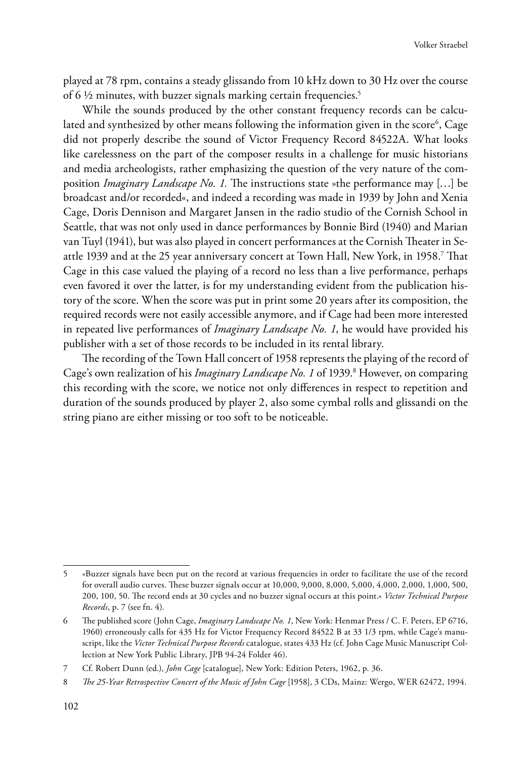played at 78 rpm, contains a steady glissando from 10 kHz down to 30 Hz over the course of 6 ½ minutes, with buzzer signals marking certain frequencies.[5]

While the sounds produced by the other constant frequency records can be calculated and synthesized by other means following the information given in the score[6], Cage did not properly describe the sound of Victor Frequency Record 84522A. What looks like carelessness on the part of the composer results in a challenge for music historians and media archeologists, rather emphasizing the question of the very nature of the composition *Imaginary Landscape No. 1.* The instructions state »the performance may […] be broadcast and/or recorded«, and indeed a recording was made in 1939 by John and Xenia Cage, Doris Dennison and Margaret Jansen in the radio studio of the Cornish School in Seattle, that was not only used in dance performances by Bonnie Bird (1940) and Marian van Tuyl (1941), but was also played in concert performances at the Cornish Theater in Seattle 1939 and at the 25 year anniversary concert at Town Hall, New York, in 1958.[7] That Cage in this case valued the playing of a record no less than a live performance, perhaps even favored it over the latter, is for my understanding evident from the publication history of the score. When the score was put in print some 20 years after its composition, the required records were not easily accessible anymore, and if Cage had been more interested in repeated live performances of *Imaginary Landscape No. 1*, he would have provided his publisher with a set of those records to be included in its rental library.

The recording of the Town Hall concert of 1958 represents the playing of the record of Cage's own realization of his *Imaginary Landscape No. 1* of 1939.[8] However, on comparing this recording with the score, we notice not only differences in respect to repetition and duration of the sounds produced by player 2, also some cymbal rolls and glissandi on the string piano are either missing or too soft to be noticeable.

---

5 »Buzzer signals have been put on the record at various frequencies in order to facilitate the use of the record for overall audio curves. These buzzer signals occur at 10,000, 9,000, 8,000, 5,000, 4,000, 2,000, 1,000, 500, 200, 100, 50. The record ends at 30 cycles and no buzzer signal occurs at this point.« *Victor Technical Purpose Records*, p. 7 (see fn. 4).

6 The published score (John Cage, *Imaginary Landscape No. 1*, New York: Henmar Press / C. F. Peters, EP 6716, 1960) erroneously calls for 435 Hz for Victor Frequency Record 84522 B at 33 1/3 rpm, while Cage's manuscript, like the *Victor Technical Purpose Records* catalogue, states 433 Hz (cf. John Cage Music Manuscript Collection at New York Public Library, JPB 94-24 Folder 46).

7 Cf. Robert Dunn (ed.), *John Cage* [catalogue], New York: Edition Peters, 1962, p. 36.

8 *The 25-Year Retrospective Concert of the Music of John Cage* [1958], 3 CDs, Mainz: Wergo, WER 62472, 1994.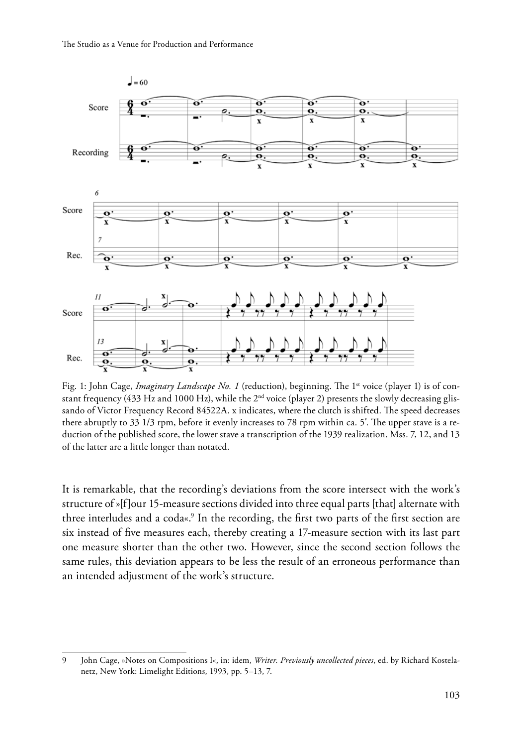Fig. 1: John Cage, *Imaginary Landscape No. 1* (reduction), beginning. The 1st voice (player 1) is of constant frequency (433 Hz and 1000 Hz), while the 2nd voice (player 2) presents the slowly decreasing glissando of Victor Frequency Record 84522A. x indicates, where the clutch is shifted. The speed decreases there abruptly to 33 1/3 rpm, before it evenly increases to 78 rpm within ca. 5′. The upper stave is a reduction of the published score, the lower stave a transcription of the 1939 realization. Mss. 7, 12, and 13 of the latter are a little longer than notated.

It is remarkable, that the recording's deviations from the score intersect with the work's structure of »[f]our 15-measure sections divided into three equal parts [that] alternate with three interludes and a coda«.[9] In the recording, the first two parts of the first section are six instead of five measures each, thereby creating a 17-measure section with its last part one measure shorter than the other two. However, since the second section follows the same rules, this deviation appears to be less the result of an erroneous performance than an intended adjustment of the work's structure.

9 John Cage, »Notes on Compositions I«, in: idem, *Writer. Previously uncollected pieces*, ed. by Richard Kostelanetz, New York: Limelight Editions, 1993, pp. 5–13, 7.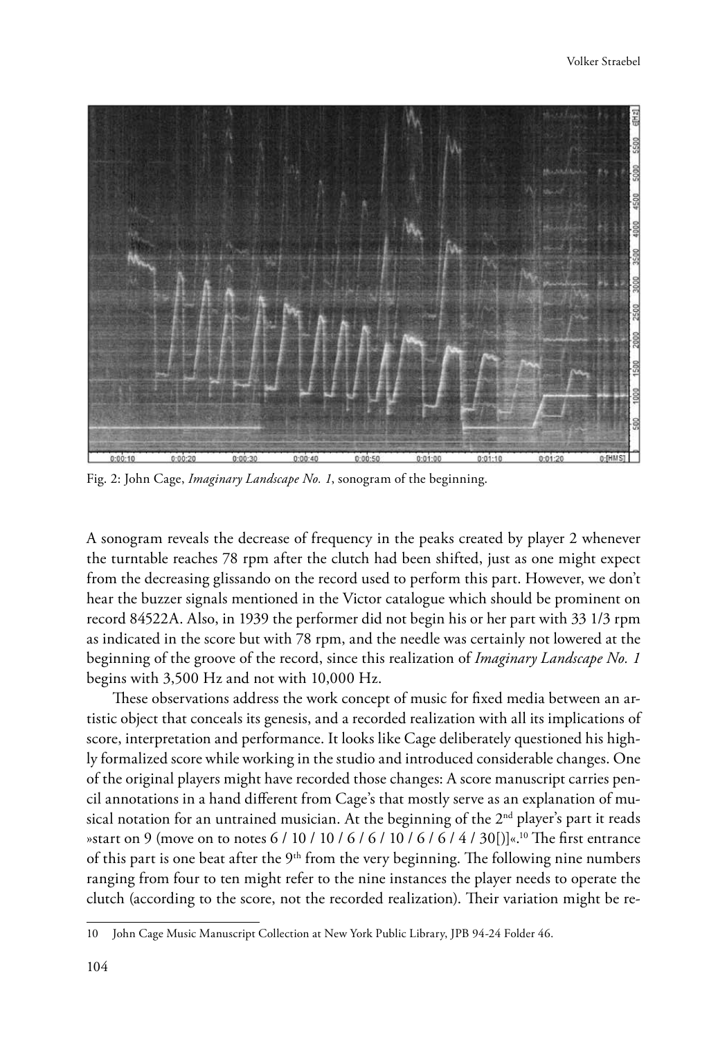Fig. 2: John Cage, *Imaginary Landscape No. 1*, sonogram of the beginning.

A sonogram reveals the decrease of frequency in the peaks created by player 2 whenever the turntable reaches 78 rpm after the clutch had been shifted, just as one might expect from the decreasing glissando on the record used to perform this part. However, we don't hear the buzzer signals mentioned in the Victor catalogue which should be prominent on record 84522A. Also, in 1939 the performer did not begin his or her part with 33 1/3 rpm as indicated in the score but with 78 rpm, and the needle was certainly not lowered at the beginning of the groove of the record, since this realization of *Imaginary Landscape No. 1* begins with 3,500 Hz and not with 10,000 Hz.

These observations address the work concept of music for fixed media between an artistic object that conceals its genesis, and a recorded realization with all its implications of score, interpretation and performance. It looks like Cage deliberately questioned his highly formalized score while working in the studio and introduced considerable changes. One of the original players might have recorded those changes: A score manuscript carries pencil annotations in a hand different from Cage's that mostly serve as an explanation of musical notation for an untrained musician. At the beginning of the 2nd player's part it reads »start on 9 (move on to notes 6 / 10 / 10 / 6 / 6 / 10 / 6 / 6 / 4 / 30[)]«.[10] The first entrance of this part is one beat after the 9th from the very beginning. The following nine numbers ranging from four to ten might refer to the nine instances the player needs to operate the clutch (according to the score, not the recorded realization). Their variation might be re-

10 John Cage Music Manuscript Collection at New York Public Library, JPB 94-24 Folder 46.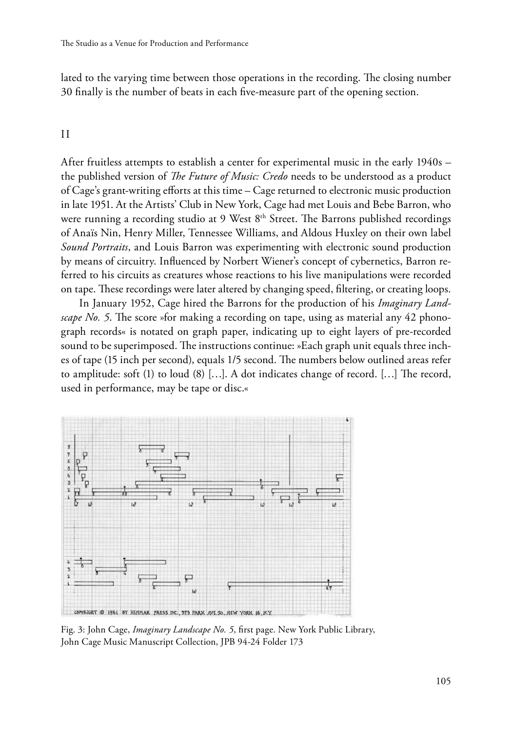lated to the varying time between those operations in the recording. The closing number 30 finally is the number of beats in each five-measure part of the opening section.

## II

After fruitless attempts to establish a center for experimental music in the early 1940s – the published version of *The Future of Music: Credo* needs to be understood as a product of Cage's grant-writing efforts at this time – Cage returned to electronic music production in late 1951. At the Artists' Club in New York, Cage had met Louis and Bebe Barron, who were running a recording studio at 9 West 8th Street. The Barrons published recordings of Anaïs Nin, Henry Miller, Tennessee Williams, and Aldous Huxley on their own label *Sound Portraits*, and Louis Barron was experimenting with electronic sound production by means of circuitry. Influenced by Norbert Wiener's concept of cybernetics, Barron referred to his circuits as creatures whose reactions to his live manipulations were recorded on tape. These recordings were later altered by changing speed, filtering, or creating loops.

In January 1952, Cage hired the Barrons for the production of his *Imaginary Landscape No. 5*. The score »for making a recording on tape, using as material any 42 phonograph records« is notated on graph paper, indicating up to eight layers of pre-recorded sound to be superimposed. The instructions continue: »Each graph unit equals three inches of tape (15 inch per second), equals 1/5 second. The numbers below outlined areas refer to amplitude: soft (1) to loud (8) […]. A dot indicates change of record. […] The record, used in performance, may be tape or disc.«

Fig. 3: John Cage, *Imaginary Landscape No. 5*, first page. New York Public Library, John Cage Music Manuscript Collection, JPB 94-24 Folder 173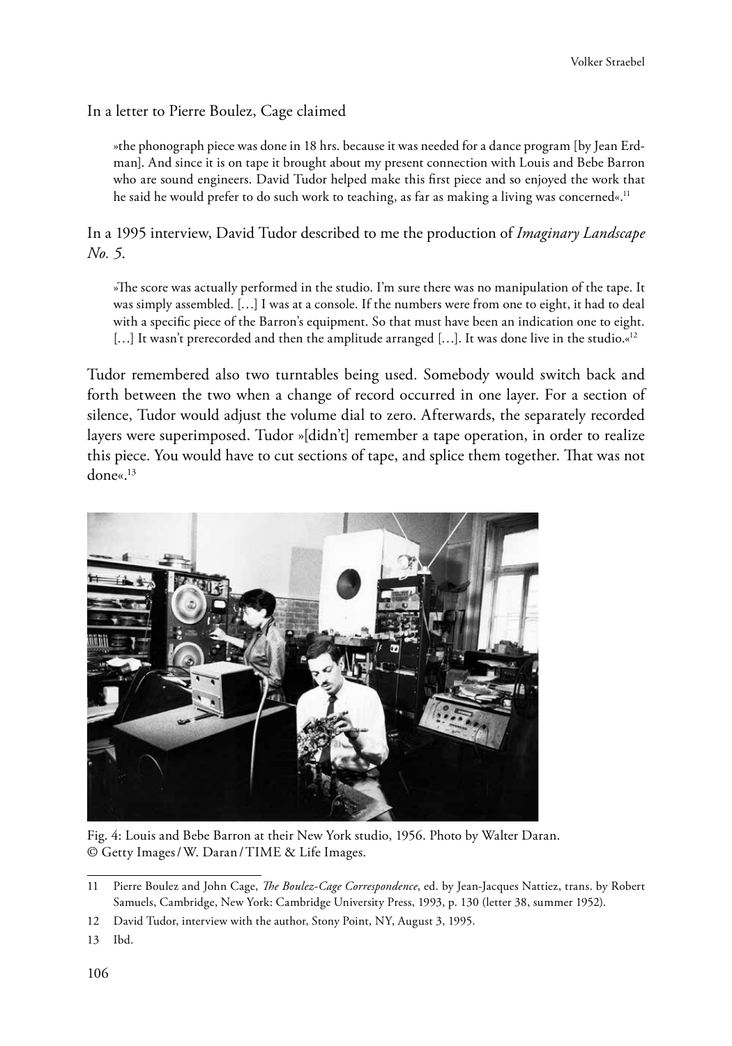In a letter to Pierre Boulez, Cage claimed

> »the phonograph piece was done in 18 hrs. because it was needed for a dance program [by Jean Erdman]. And since it is on tape it brought about my present connection with Louis and Bebe Barron who are sound engineers. David Tudor helped make this first piece and so enjoyed the work that he said he would prefer to do such work to teaching, as far as making a living was concerned«.[11]

In a 1995 interview, David Tudor described to me the production of *Imaginary Landscape No. 5*.

> »The score was actually performed in the studio. I'm sure there was no manipulation of the tape. It was simply assembled. […] I was at a console. If the numbers were from one to eight, it had to deal with a specific piece of the Barron's equipment. So that must have been an indication one to eight. […] It wasn't prerecorded and then the amplitude arranged […]. It was done live in the studio.«[12]

Tudor remembered also two turntables being used. Somebody would switch back and forth between the two when a change of record occurred in one layer. For a section of silence, Tudor would adjust the volume dial to zero. Afterwards, the separately recorded layers were superimposed. Tudor »[didn't] remember a tape operation, in order to realize this piece. You would have to cut sections of tape, and splice them together. That was not done«.[13]

Fig. 4: Louis and Bebe Barron at their New York studio, 1956. Photo by Walter Daran. © Getty Images / W. Daran / TIME & Life Images.

---

11 Pierre Boulez and John Cage, *The Boulez-Cage Correspondence*, ed. by Jean-Jacques Nattiez, trans. by Robert Samuels, Cambridge, New York: Cambridge University Press, 1993, p. 130 (letter 38, summer 1952).

12 David Tudor, interview with the author, Stony Point, NY, August 3, 1995.

13 Ibd.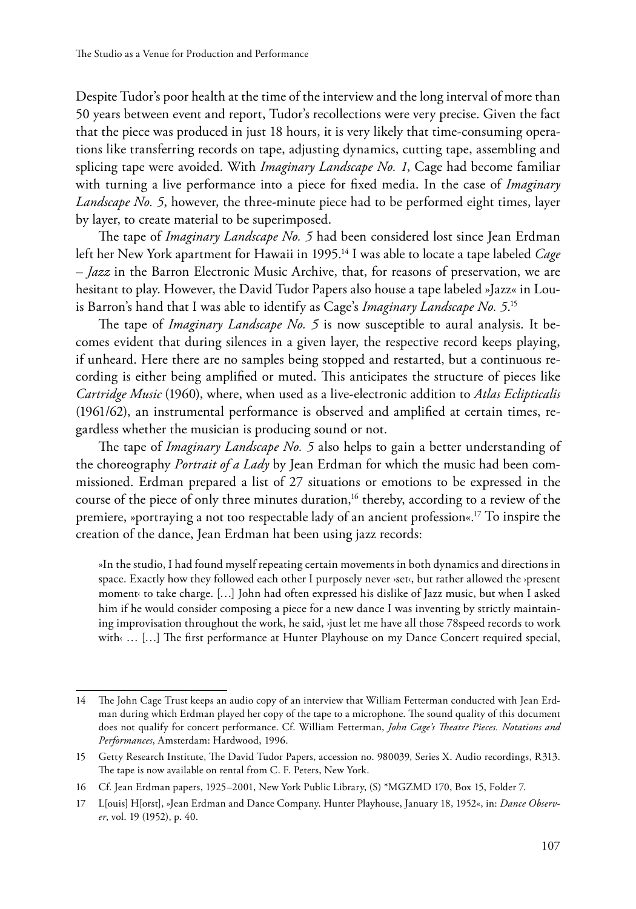Despite Tudor's poor health at the time of the interview and the long interval of more than 50 years between event and report, Tudor's recollections were very precise. Given the fact that the piece was produced in just 18 hours, it is very likely that time-consuming operations like transferring records on tape, adjusting dynamics, cutting tape, assembling and splicing tape were avoided. With *Imaginary Landscape No. 1*, Cage had become familiar with turning a live performance into a piece for fixed media. In the case of *Imaginary Landscape No. 5*, however, the three-minute piece had to be performed eight times, layer by layer, to create material to be superimposed.

The tape of *Imaginary Landscape No. 5* had been considered lost since Jean Erdman left her New York apartment for Hawaii in 1995.[14] I was able to locate a tape labeled *Cage – Jazz* in the Barron Electronic Music Archive, that, for reasons of preservation, we are hesitant to play. However, the David Tudor Papers also house a tape labeled »Jazz« in Louis Barron's hand that I was able to identify as Cage's *Imaginary Landscape No. 5*.[15]

The tape of *Imaginary Landscape No. 5* is now susceptible to aural analysis. It becomes evident that during silences in a given layer, the respective record keeps playing, if unheard. Here there are no samples being stopped and restarted, but a continuous recording is either being amplified or muted. This anticipates the structure of pieces like *Cartridge Music* (1960), where, when used as a live-electronic addition to *Atlas Eclipticalis* (1961/62), an instrumental performance is observed and amplified at certain times, regardless whether the musician is producing sound or not.

The tape of *Imaginary Landscape No. 5* also helps to gain a better understanding of the choreography *Portrait of a Lady* by Jean Erdman for which the music had been commissioned. Erdman prepared a list of 27 situations or emotions to be expressed in the course of the piece of only three minutes duration,[16] thereby, according to a review of the premiere, »portraying a not too respectable lady of an ancient profession«.[17] To inspire the creation of the dance, Jean Erdman hat been using jazz records:

> »In the studio, I had found myself repeating certain movements in both dynamics and directions in space. Exactly how they followed each other I purposely never ›set‹, but rather allowed the ›present moment‹ to take charge. […] John had often expressed his dislike of Jazz music, but when I asked him if he would consider composing a piece for a new dance I was inventing by strictly maintaining improvisation throughout the work, he said, ›just let me have all those 78speed records to work with‹ … […] The first performance at Hunter Playhouse on my Dance Concert required special,

---

14 The John Cage Trust keeps an audio copy of an interview that William Fetterman conducted with Jean Erdman during which Erdman played her copy of the tape to a microphone. The sound quality of this document does not qualify for concert performance. Cf. William Fetterman, *John Cage's Theatre Pieces. Notations and Performances*, Amsterdam: Hardwood, 1996.

15 Getty Research Institute, The David Tudor Papers, accession no. 980039, Series X. Audio recordings, R313. The tape is now available on rental from C. F. Peters, New York.

16 Cf. Jean Erdman papers, 1925–2001, New York Public Library, (S) *MGZMD 170, Box 15, Folder 7.

17 L[ouis] H[orst], »Jean Erdman and Dance Company. Hunter Playhouse, January 18, 1952«, in: *Dance Observer*, vol. 19 (1952), p. 40.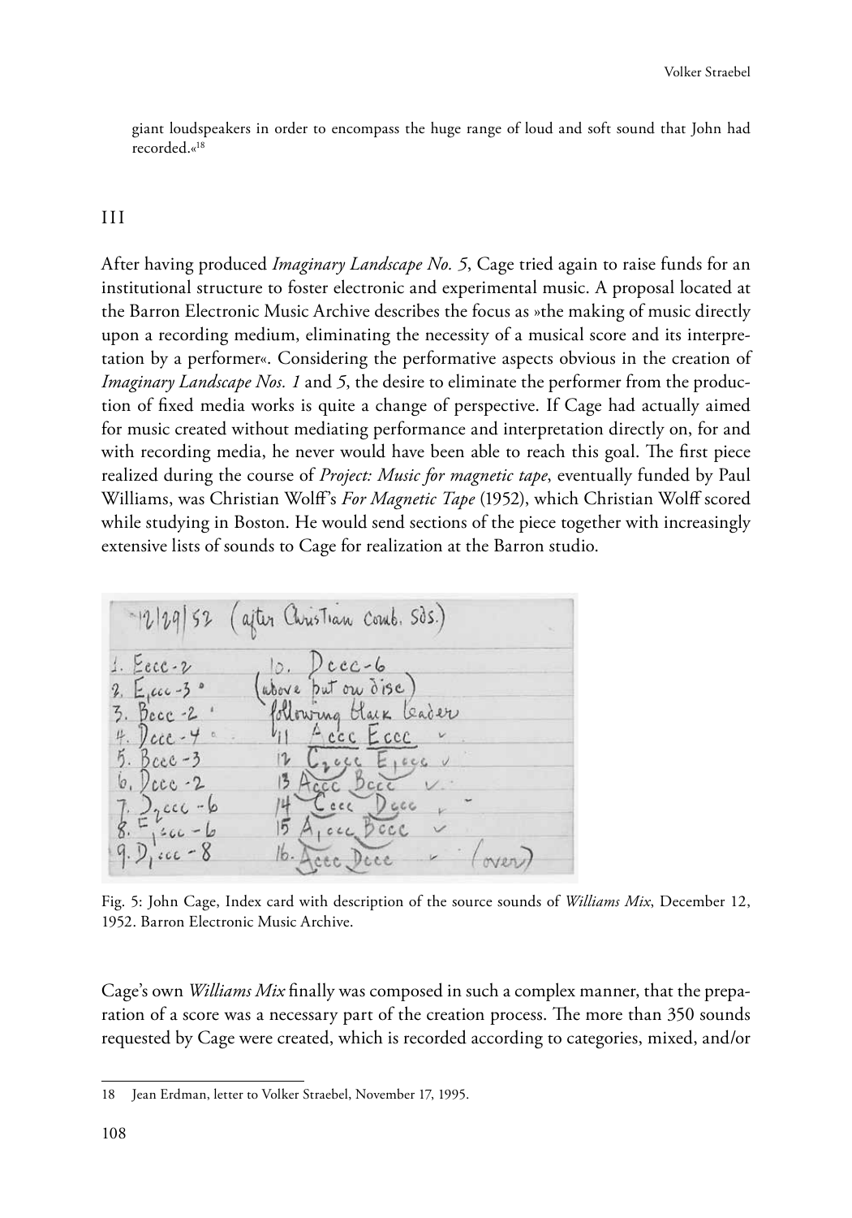giant loudspeakers in order to encompass the huge range of loud and soft sound that John had recorded.«[18]

## III

After having produced *Imaginary Landscape No. 5*, Cage tried again to raise funds for an institutional structure to foster electronic and experimental music. A proposal located at the Barron Electronic Music Archive describes the focus as »the making of music directly upon a recording medium, eliminating the necessity of a musical score and its interpretation by a performer«. Considering the performative aspects obvious in the creation of *Imaginary Landscape Nos. 1* and *5*, the desire to eliminate the performer from the production of fixed media works is quite a change of perspective. If Cage had actually aimed for music created without mediating performance and interpretation directly on, for and with recording media, he never would have been able to reach this goal. The first piece realized during the course of *Project: Music for magnetic tape*, eventually funded by Paul Williams, was Christian Wolff's *For Magnetic Tape* (1952), which Christian Wolff scored while studying in Boston. He would send sections of the piece together with increasingly extensive lists of sounds to Cage for realization at the Barron studio.

Fig. 5: John Cage, Index card with description of the source sounds of *Williams Mix*, December 12, 1952. Barron Electronic Music Archive.

Cage's own *Williams Mix* finally was composed in such a complex manner, that the preparation of a score was a necessary part of the creation process. The more than 350 sounds requested by Cage were created, which is recorded according to categories, mixed, and/or

18 Jean Erdman, letter to Volker Straebel, November 17, 1995.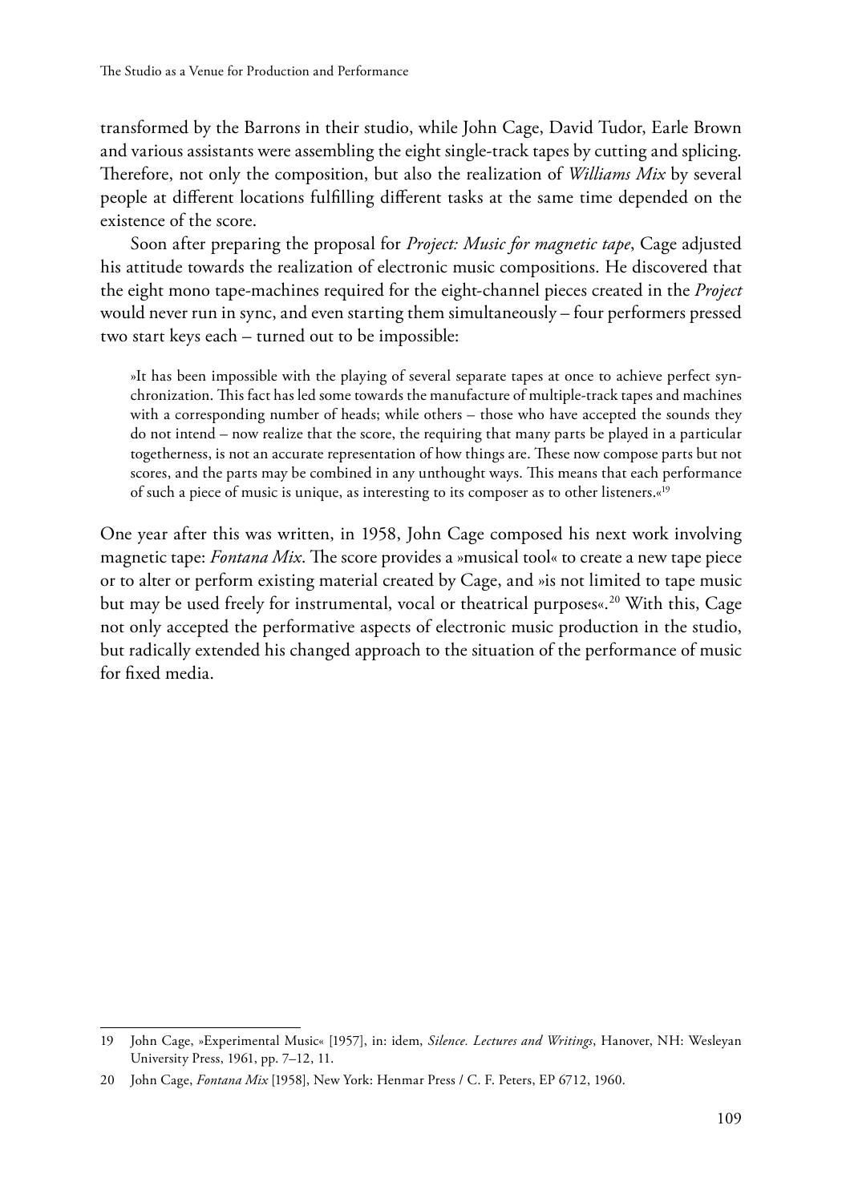transformed by the Barrons in their studio, while John Cage, David Tudor, Earle Brown and various assistants were assembling the eight single-track tapes by cutting and splicing. Therefore, not only the composition, but also the realization of *Williams Mix* by several people at different locations fulfilling different tasks at the same time depended on the existence of the score.

Soon after preparing the proposal for *Project: Music for magnetic tape*, Cage adjusted his attitude towards the realization of electronic music compositions. He discovered that the eight mono tape-machines required for the eight-channel pieces created in the *Project* would never run in sync, and even starting them simultaneously – four performers pressed two start keys each – turned out to be impossible:

> »It has been impossible with the playing of several separate tapes at once to achieve perfect synchronization. This fact has led some towards the manufacture of multiple-track tapes and machines with a corresponding number of heads; while others – those who have accepted the sounds they do not intend – now realize that the score, the requiring that many parts be played in a particular togetherness, is not an accurate representation of how things are. These now compose parts but not scores, and the parts may be combined in any unthought ways. This means that each performance of such a piece of music is unique, as interesting to its composer as to other listeners.«[19]

One year after this was written, in 1958, John Cage composed his next work involving magnetic tape: *Fontana Mix*. The score provides a »musical tool« to create a new tape piece or to alter or perform existing material created by Cage, and »is not limited to tape music but may be used freely for instrumental, vocal or theatrical purposes«.[20] With this, Cage not only accepted the performative aspects of electronic music production in the studio, but radically extended his changed approach to the situation of the performance of music for fixed media.

---

19 John Cage, »Experimental Music« [1957], in: idem, *Silence. Lectures and Writings*, Hanover, NH: Wesleyan University Press, 1961, pp. 7–12, 11.

20 John Cage, *Fontana Mix* [1958], New York: Henmar Press / C. F. Peters, EP 6712, 1960.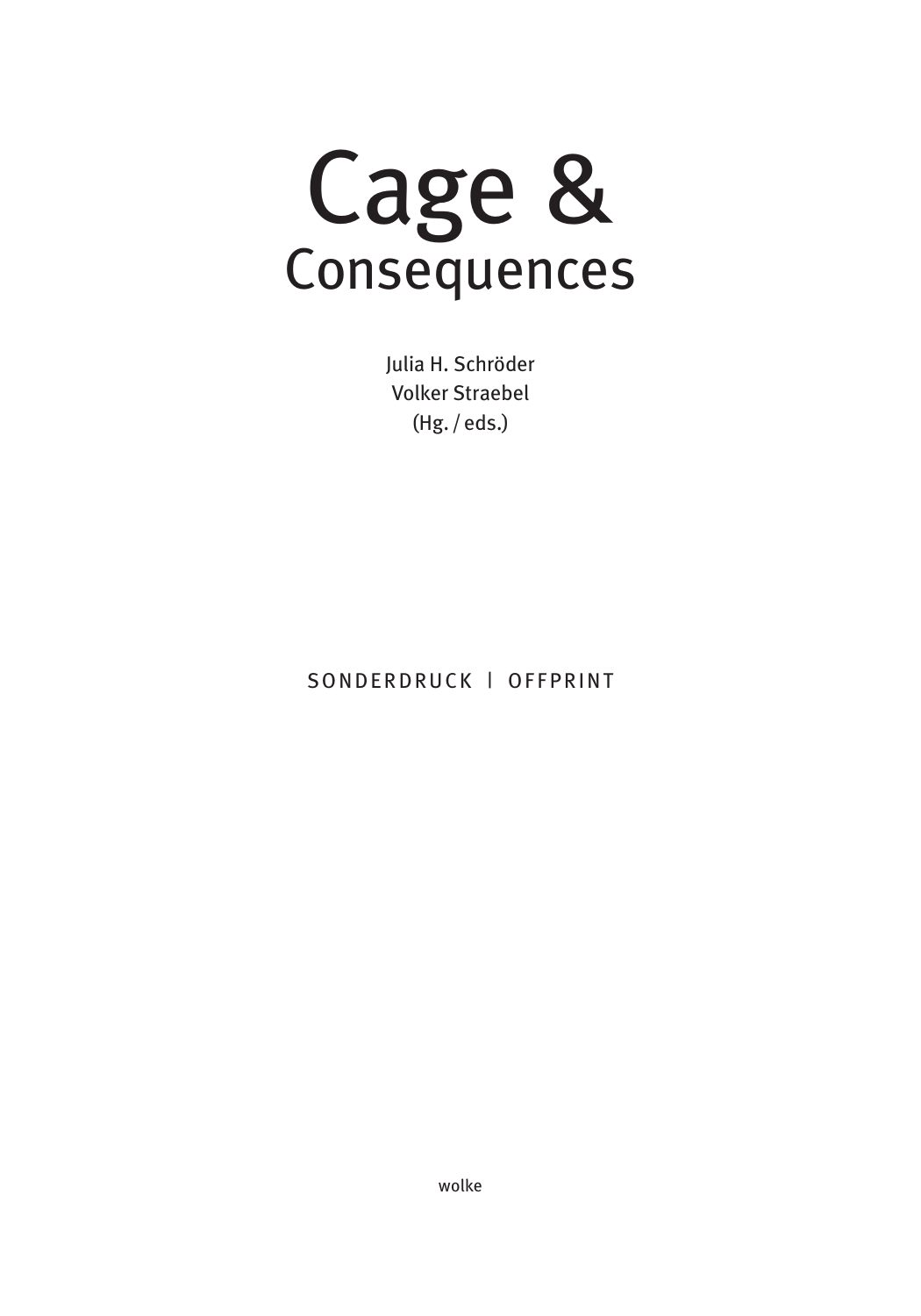# Cage & Consequences

Julia H. Schröder
Volker Straebel
(Hg. / eds.)

SONDERDRUCK | OFFPRINT

wolke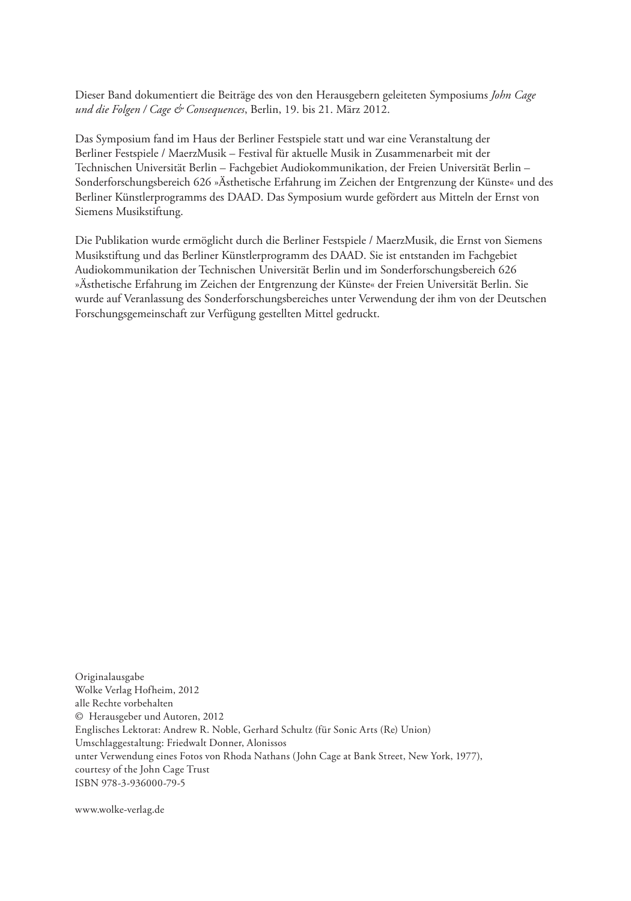Dieser Band dokumentiert die Beiträge des von den Herausgebern geleiteten Symposiums *John Cage und die Folgen / Cage & Consequences*, Berlin, 19. bis 21. März 2012.

Das Symposium fand im Haus der Berliner Festspiele statt und war eine Veranstaltung der Berliner Festspiele / MaerzMusik – Festival für aktuelle Musik in Zusammenarbeit mit der Technischen Universität Berlin – Fachgebiet Audiokommunikation, der Freien Universität Berlin – Sonderforschungsbereich 626 »Ästhetische Erfahrung im Zeichen der Entgrenzung der Künste« und des Berliner Künstlerprogramms des DAAD. Das Symposium wurde gefördert aus Mitteln der Ernst von Siemens Musikstiftung.

Die Publikation wurde ermöglicht durch die Berliner Festspiele / MaerzMusik, die Ernst von Siemens Musikstiftung und das Berliner Künstlerprogramm des DAAD. Sie ist entstanden im Fachgebiet Audiokommunikation der Technischen Universität Berlin und im Sonderforschungsbereich 626 »Ästhetische Erfahrung im Zeichen der Entgrenzung der Künste« der Freien Universität Berlin. Sie wurde auf Veranlassung des Sonderforschungsbereiches unter Verwendung der ihm von der Deutschen Forschungsgemeinschaft zur Verfügung gestellten Mittel gedruckt.

Originalausgabe
Wolke Verlag Hofheim, 2012
alle Rechte vorbehalten
© Herausgeber und Autoren, 2012
Englisches Lektorat: Andrew R. Noble, Gerhard Schultz (für Sonic Arts (Re) Union)
Umschlaggestaltung: Friedwalt Donner, Alonissos
unter Verwendung eines Fotos von Rhoda Nathans (John Cage at Bank Street, New York, 1977), courtesy of the John Cage Trust
ISBN 978-3-936000-79-5

www.wolke-verlag.de